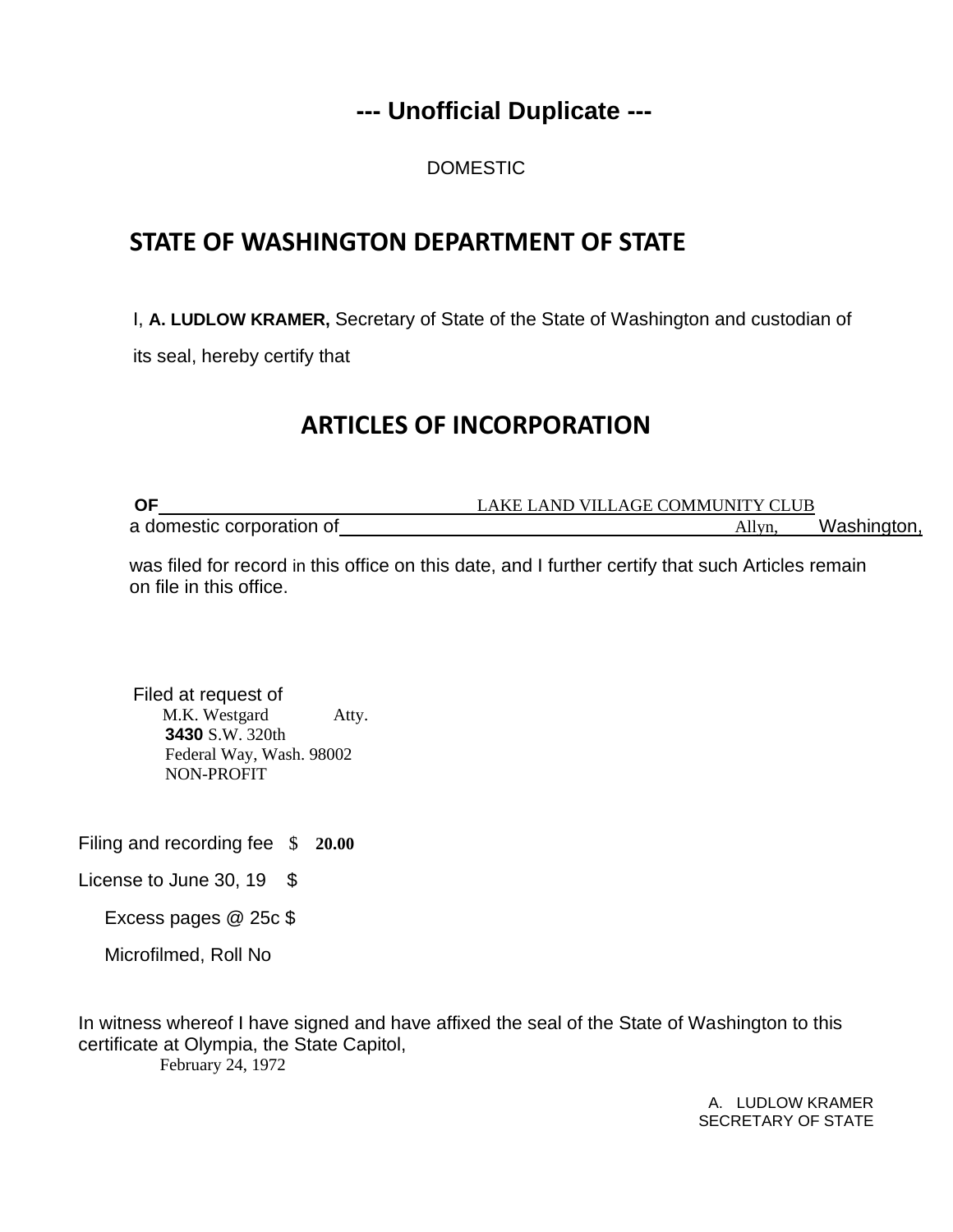**--- Unofficial Duplicate ---**

DOMESTIC

# STATE OF WASHINGTON DEPARTMENT OF STATE

I, **A. LUDLOW KRAMER,** Secretary of State of the State of Washington and custodian of its seal, hereby certify that

## ARTICLES OF INCORPORATION

**OF** LAKE LAND VILLAGE COMMUNITY CLUB

a domestic corporation of Allyn, Washington,

was filed for record in this office on this date, and I further certify that such Articles remain on file in this office.

Filed at request of
M.K. Westgard Atty.
**3430** S.W. 320th
Federal Way, Wash. 98002
NON-PROFIT

Filing and recording fee $ **20.00**

License to June 30, 19 $

Excess pages @ 25c $

Microfilmed, Roll No

In witness whereof I have signed and have affixed the seal of the State of Washington to this certificate at Olympia, the State Capitol,
February 24, 1972

A. LUDLOW KRAMER
SECRETARY OF STATE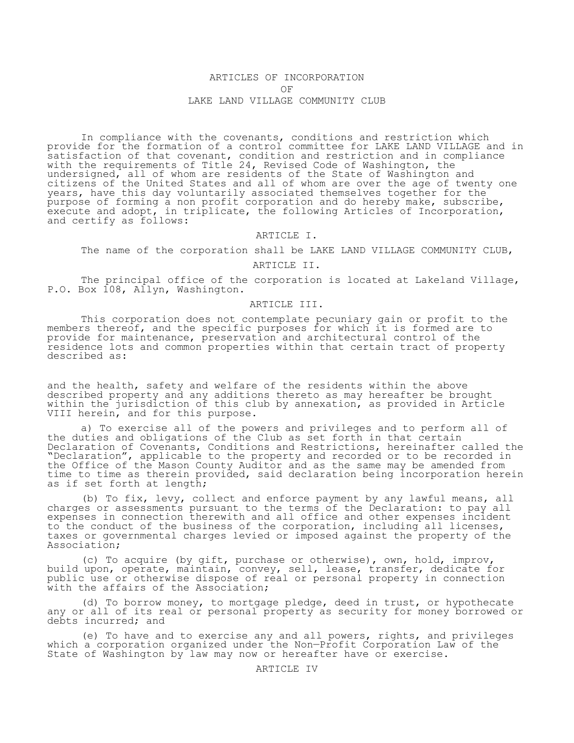# ARTICLES OF INCORPORATION
# OF
# LAKE LAND VILLAGE COMMUNITY CLUB

In compliance with the covenants, conditions and restriction which provide for the formation of a control committee for LAKE LAND VILLAGE and in satisfaction of that covenant, condition and restriction and in compliance with the requirements of Title 24, Revised Code of Washington, the undersigned, all of whom are residents of the State of Washington and citizens of the United States and all of whom are over the age of twenty one years, have this day voluntarily associated themselves together for the purpose of forming a non profit corporation and do hereby make, subscribe, execute and adopt, in triplicate, the following Articles of Incorporation, and certify as follows:

## ARTICLE I.

The name of the corporation shall be LAKE LAND VILLAGE COMMUNITY CLUB,

## ARTICLE II.

The principal office of the corporation is located at Lakeland Village, P.O. Box 108, Allyn, Washington.

## ARTICLE III.

This corporation does not contemplate pecuniary gain or profit to the members thereof, and the specific purposes for which it is formed are to provide for maintenance, preservation and architectural control of the residence lots and common properties within that certain tract of property described as:

and the health, safety and welfare of the residents within the above described property and any additions thereto as may hereafter be brought within the jurisdiction of this club by annexation, as provided in Article VIII herein, and for this purpose.

a) To exercise all of the powers and privileges and to perform all of the duties and obligations of the Club as set forth in that certain Declaration of Covenants, Conditions and Restrictions, hereinafter called the "Declaration", applicable to the property and recorded or to be recorded in the Office of the Mason County Auditor and as the same may be amended from time to time as therein provided, said declaration being incorporation herein as if set forth at length;

(b) To fix, levy, collect and enforce payment by any lawful means, all charges or assessments pursuant to the terms of the Declaration: to pay all expenses in connection therewith and all office and other expenses incident to the conduct of the business of the corporation, including all licenses, taxes or governmental charges levied or imposed against the property of the Association;

(c) To acquire (by gift, purchase or otherwise), own, hold, improv, build upon, operate, maintain, convey, sell, lease, transfer, dedicate for public use or otherwise dispose of real or personal property in connection with the affairs of the Association;

(d) To borrow money, to mortgage pledge, deed in trust, or hypothecate any or all of its real or personal property as security for money borrowed or debts incurred; and

(e) To have and to exercise any and all powers, rights, and privileges which a corporation organized under the Non—Profit Corporation Law of the State of Washington by law may now or hereafter have or exercise.

## ARTICLE IV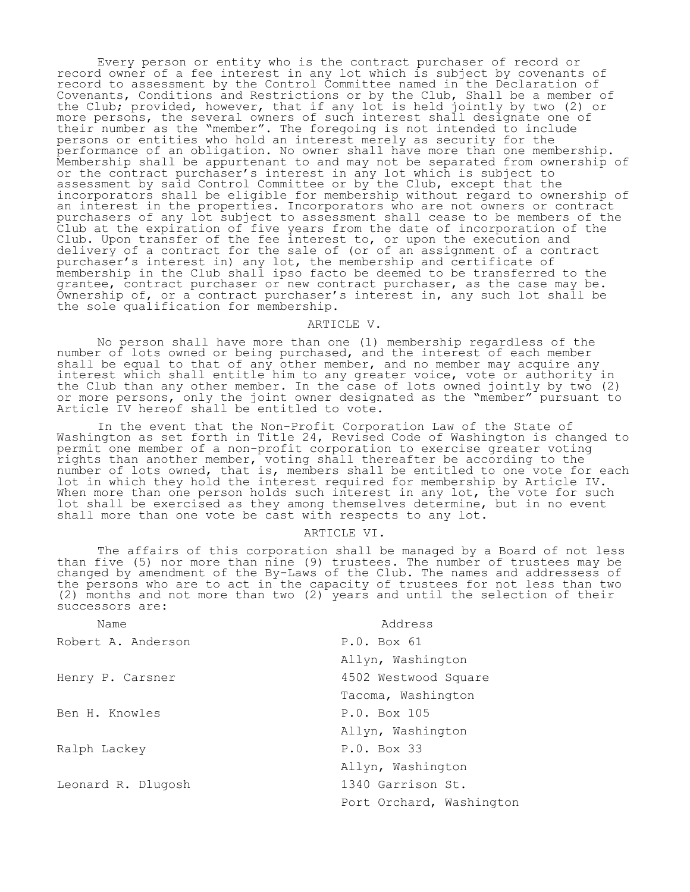Every person or entity who is the contract purchaser of record or record owner of a fee interest in any lot which is subject by covenants of record to assessment by the Control Committee named in the Declaration of Covenants, Conditions and Restrictions or by the Club, Shall be a member of the Club; provided, however, that if any lot is held jointly by two (2) or more persons, the several owners of such interest shall designate one of their number as the "member". The foregoing is not intended to include persons or entities who hold an interest merely as security for the performance of an obligation. No owner shall have more than one membership. Membership shall be appurtenant to and may not be separated from ownership of or the contract purchaser's interest in any lot which is subject to assessment by said Control Committee or by the Club, except that the incorporators shall be eligible for membership without regard to ownership of an interest in the properties. Incorporators who are not owners or contract purchasers of any lot subject to assessment shall cease to be members of the Club at the expiration of five years from the date of incorporation of the Club. Upon transfer of the fee interest to, or upon the execution and delivery of a contract for the sale of (or of an assignment of a contract purchaser's interest in) any lot, the membership and certificate of membership in the Club shall ipso facto be deemed to be transferred to the grantee, contract purchaser or new contract purchaser, as the case may be. Ownership of, or a contract purchaser's interest in, any such lot shall be the sole qualification for membership.

## ARTICLE V.

No person shall have more than one (1) membership regardless of the number of lots owned or being purchased, and the interest of each member shall be equal to that of any other member, and no member may acquire any interest which shall entitle him to any greater voice, vote or authority in the Club than any other member. In the case of lots owned jointly by two (2) or more persons, only the joint owner designated as the "member" pursuant to Article IV hereof shall be entitled to vote.

In the event that the Non-Profit Corporation Law of the State of Washington as set forth in Title 24, Revised Code of Washington is changed to permit one member of a non-profit corporation to exercise greater voting rights than another member, voting shall thereafter be according to the number of lots owned, that is, members shall be entitled to one vote for each lot in which they hold the interest required for membership by Article IV. When more than one person holds such interest in any lot, the vote for such lot shall be exercised as they among themselves determine, but in no event shall more than one vote be cast with respects to any lot.

## ARTICLE VI.

The affairs of this corporation shall be managed by a Board of not less than five (5) nor more than nine (9) trustees. The number of trustees may be changed by amendment of the By-Laws of the Club. The names and addressess of the persons who are to act in the capacity of trustees for not less than two (2) months and not more than two (2) years and until the selection of their successors are:

| Name | Address |
|---|---|
| Robert A. Anderson | P.O. Box 61<br>Allyn, Washington |
| Henry P. Carsner | 4502 Westwood Square<br>Tacoma, Washington |
| Ben H. Knowles | P.O. Box 105<br>Allyn, Washington |
| Ralph Lackey | P.O. Box 33<br>Allyn, Washington |
| Leonard R. Dlugosh | 1340 Garrison St.<br>Port Orchard, Washington |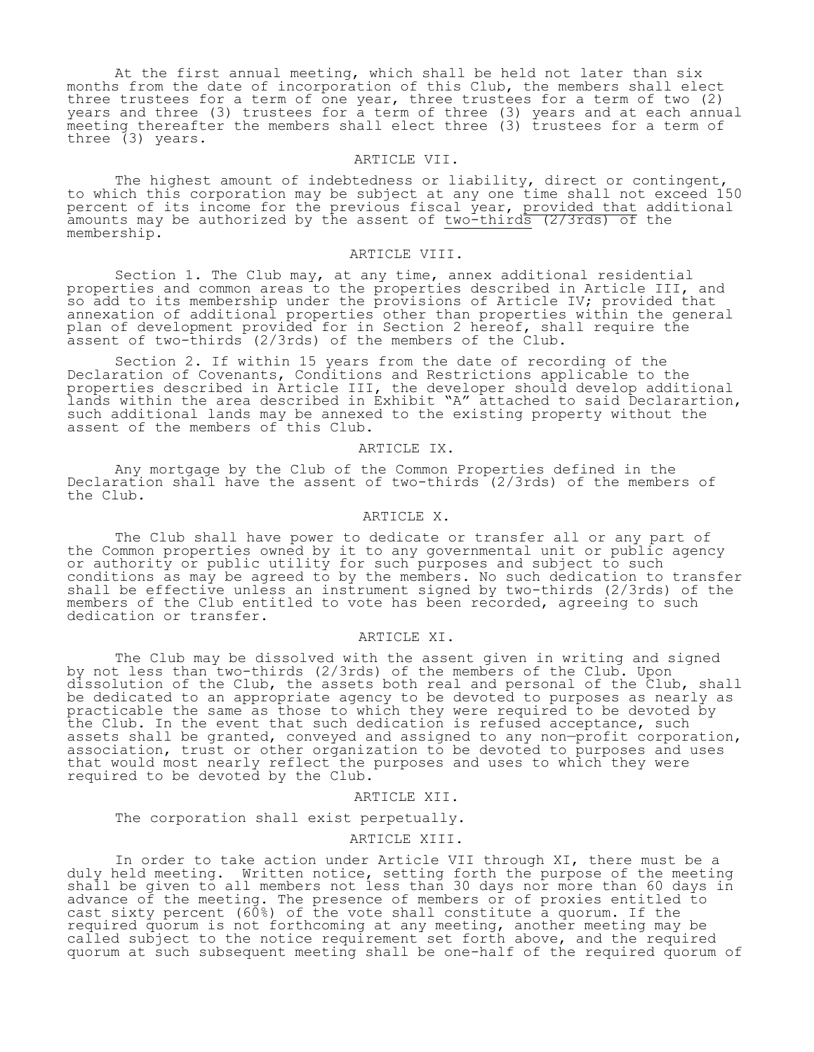At the first annual meeting, which shall be held not later than six months from the date of incorporation of this Club, the members shall elect three trustees for a term of one year, three trustees for a term of two (2) years and three (3) trustees for a term of three (3) years and at each annual meeting thereafter the members shall elect three (3) trustees for a term of three (3) years.

## ARTICLE VII.

The highest amount of indebtedness or liability, direct or contingent, to which this corporation may be subject at any one time shall not exceed 150 percent of its income for the previous fiscal year, provided that additional amounts may be authorized by the assent of two-thirds (2/3rds) of the membership.

## ARTICLE VIII.

Section 1. The Club may, at any time, annex additional residential properties and common areas to the properties described in Article III, and so add to its membership under the provisions of Article IV; provided that annexation of additional properties other than properties within the general plan of development provided for in Section 2 hereof, shall require the assent of two-thirds (2/3rds) of the members of the Club.

Section 2. If within 15 years from the date of recording of the Declaration of Covenants, Conditions and Restrictions applicable to the properties described in Article III, the developer should develop additional lands within the area described in Exhibit "A" attached to said Declarartion, such additional lands may be annexed to the existing property without the assent of the members of this Club.

## ARTICLE IX.

Any mortgage by the Club of the Common Properties defined in the Declaration shall have the assent of two-thirds (2/3rds) of the members of the Club.

## ARTICLE X.

The Club shall have power to dedicate or transfer all or any part of the Common properties owned by it to any governmental unit or public agency or authority or public utility for such purposes and subject to such conditions as may be agreed to by the members. No such dedication to transfer shall be effective unless an instrument signed by two-thirds (2/3rds) of the members of the Club entitled to vote has been recorded, agreeing to such dedication or transfer.

## ARTICLE XI.

The Club may be dissolved with the assent given in writing and signed by not less than two-thirds (2/3rds) of the members of the Club. Upon dissolution of the Club, the assets both real and personal of the Club, shall be dedicated to an appropriate agency to be devoted to purposes as nearly as practicable the same as those to which they were required to be devoted by the Club. In the event that such dedication is refused acceptance, such assets shall be granted, conveyed and assigned to any non—profit corporation, association, trust or other organization to be devoted to purposes and uses that would most nearly reflect the purposes and uses to which they were required to be devoted by the Club.

## ARTICLE XII.

The corporation shall exist perpetually.

## ARTICLE XIII.

In order to take action under Article VII through XI, there must be a duly held meeting. Written notice, setting forth the purpose of the meeting shall be given to all members not less than 30 days nor more than 60 days in advance of the meeting. The presence of members or of proxies entitled to cast sixty percent (60%) of the vote shall constitute a quorum. If the required quorum is not forthcoming at any meeting, another meeting may be called subject to the notice requirement set forth above, and the required quorum at such subsequent meeting shall be one-half of the required quorum of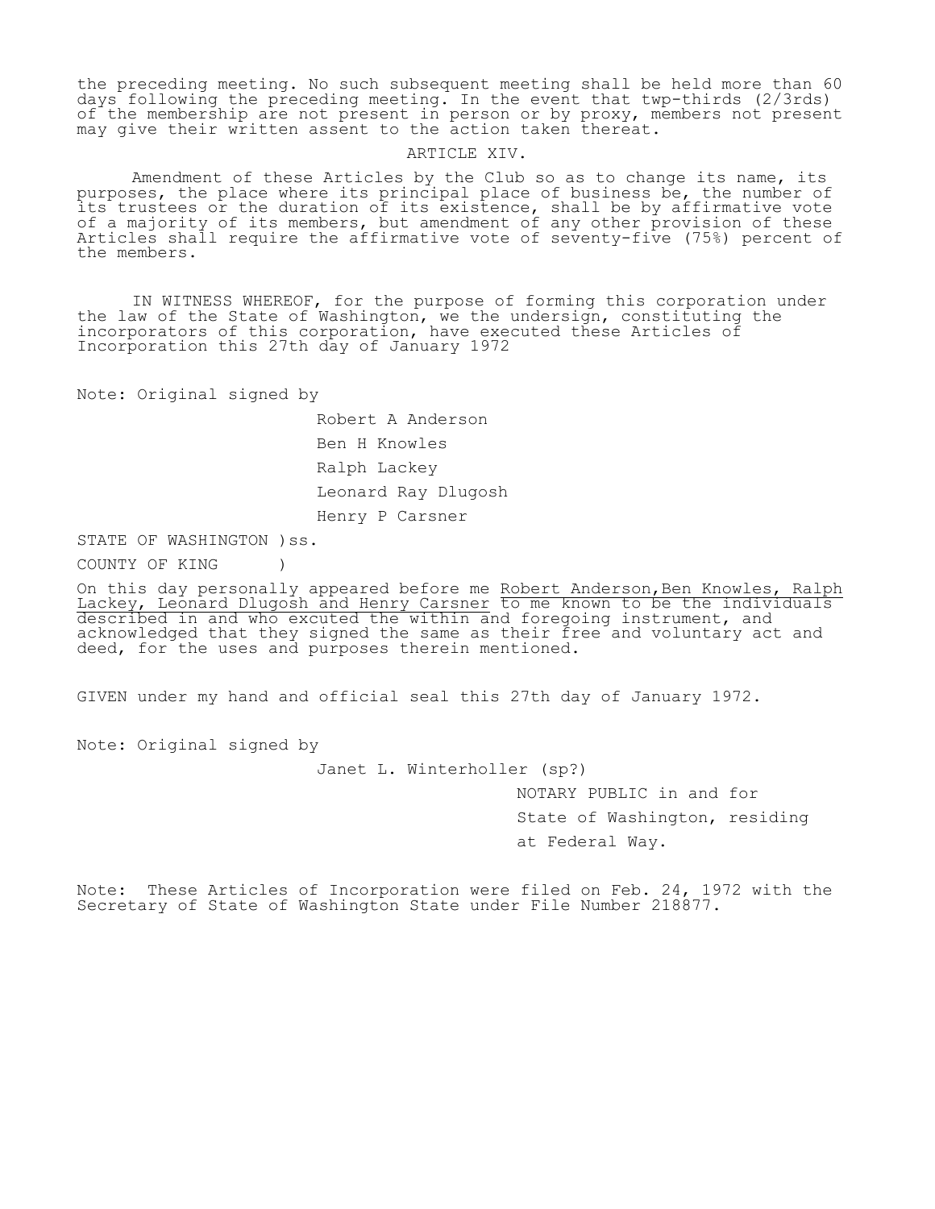the preceding meeting. No such subsequent meeting shall be held more than 60 days following the preceding meeting. In the event that twp-thirds (2/3rds) of the membership are not present in person or by proxy, members not present may give their written assent to the action taken thereat.

## ARTICLE XIV.

Amendment of these Articles by the Club so as to change its name, its purposes, the place where its principal place of business be, the number of its trustees or the duration of its existence, shall be by affirmative vote of a majority of its members, but amendment of any other provision of these Articles shall require the affirmative vote of seventy-five (75%) percent of the members.

IN WITNESS WHEREOF, for the purpose of forming this corporation under the law of the State of Washington, we the undersign, constituting the incorporators of this corporation, have executed these Articles of Incorporation this 27th day of January 1972

Note: Original signed by

Robert A Anderson

Ben H Knowles

Ralph Lackey

Leonard Ray Dlugosh

Henry P Carsner

STATE OF WASHINGTON )ss.

COUNTY OF KING )

On this day personally appeared before me Robert Anderson,Ben Knowles, Ralph Lackey, Leonard Dlugosh and Henry Carsner to me known to be the individuals described in and who excuted the within and foregoing instrument, and acknowledged that they signed the same as their free and voluntary act and deed, for the uses and purposes therein mentioned.

GIVEN under my hand and official seal this 27th day of January 1972.

Note: Original signed by

Janet L. Winterholler (sp?)

NOTARY PUBLIC in and for
State of Washington, residing
at Federal Way.

Note: These Articles of Incorporation were filed on Feb. 24, 1972 with the Secretary of State of Washington State under File Number 218877.